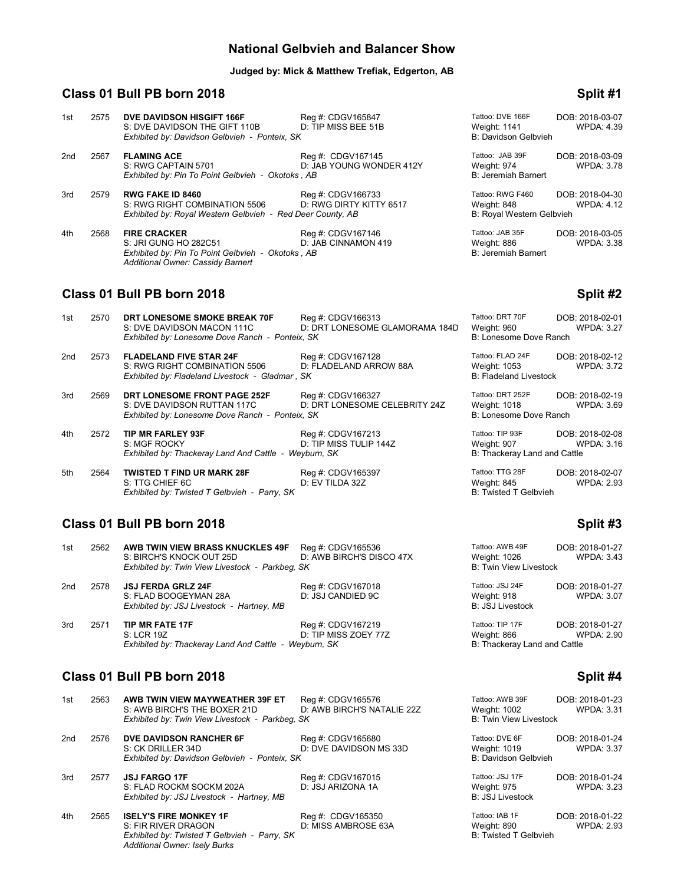# National Gelbvieh and Balancer Show

**Judged by: Mick & Matthew Trefiak, Edgerton, AB**

## Class 01 Bull PB born 2018 — Split #1

1st 2575 **DVE DAVIDSON HISGIFT 166F** Reg #: CDGV165847 Tattoo: DVE 166F DOB: 2018-03-07
S: DVE DAVIDSON THE GIFT 110B D: TIP MISS BEE 51B Weight: 1141 WPDA: 4.39
*Exhibited by: Davidson Gelbvieh - Ponteix, SK* B: Davidson Gelbvieh

2nd 2567 **FLAMING ACE** Reg #: CDGV167145 Tattoo: JAB 39F DOB: 2018-03-09
S: RWG CAPTAIN 5701 D: JAB YOUNG WONDER 412Y Weight: 974 WPDA: 3.78
*Exhibited by: Pin To Point Gelbvieh - Okotoks , AB* B: Jeremiah Barnert

3rd 2579 **RWG FAKE ID 8460** Reg #: CDGV166733 Tattoo: RWG F460 DOB: 2018-04-30
S: RWG RIGHT COMBINATION 5506 D: RWG DIRTY KITTY 6517 Weight: 848 WPDA: 4.12
*Exhibited by: Royal Western Gelbvieh - Red Deer County, AB* B: Royal Western Gelbvieh

4th 2568 **FIRE CRACKER** Reg #: CDGV167146 Tattoo: JAB 35F DOB: 2018-03-05
S: JRI GUNG HO 282C51 D: JAB CINNAMON 419 Weight: 886 WPDA: 3.38
*Exhibited by: Pin To Point Gelbvieh - Okotoks , AB* B: Jeremiah Barnert
*Additional Owner: Cassidy Barnert*

## Class 01 Bull PB born 2018 — Split #2

1st 2570 **DRT LONESOME SMOKE BREAK 70F** Reg #: CDGV166313 Tattoo: DRT 70F DOB: 2018-02-01
S: DVE DAVIDSON MACON 111C D: DRT LONESOME GLAMORAMA 184D Weight: 960 WPDA: 3.27
*Exhibited by: Lonesome Dove Ranch - Ponteix, SK* B: Lonesome Dove Ranch

2nd 2573 **FLADELAND FIVE STAR 24F** Reg #: CDGV167128 Tattoo: FLAD 24F DOB: 2018-02-12
S: RWG RIGHT COMBINATION 5506 D: FLADELAND ARROW 88A Weight: 1053 WPDA: 3.72
*Exhibited by: Fladeland Livestock - Gladmar , SK* B: Fladeland Livestock

3rd 2569 **DRT LONESOME FRONT PAGE 252F** Reg #: CDGV166327 Tattoo: DRT 252F DOB: 2018-02-19
S: DVE DAVIDSON RUTTAN 117C D: DRT LONESOME CELEBRITY 24Z Weight: 1018 WPDA: 3.69
*Exhibited by: Lonesome Dove Ranch - Ponteix, SK* B: Lonesome Dove Ranch

4th 2572 **TIP MR FARLEY 93F** Reg #: CDGV167213 Tattoo: TIP 93F DOB: 2018-02-08
S: MGF ROCKY D: TIP MISS TULIP 144Z Weight: 907 WPDA: 3.16
*Exhibited by: Thackeray Land And Cattle - Weyburn, SK* B: Thackeray Land and Cattle

5th 2564 **TWISTED T FIND UR MARK 28F** Reg #: CDGV165397 Tattoo: TTG 28F DOB: 2018-02-07
S: TTG CHIEF 6C D: EV TILDA 32Z Weight: 845 WPDA: 2.93
*Exhibited by: Twisted T Gelbvieh - Parry, SK* B: Twisted T Gelbvieh

## Class 01 Bull PB born 2018 — Split #3

1st 2562 **AWB TWIN VIEW BRASS KNUCKLES 49F** Reg #: CDGV165536 Tattoo: AWB 49F DOB: 2018-01-27
S: BIRCH'S KNOCK OUT 25D D: AWB BIRCH'S DISCO 47X Weight: 1026 WPDA: 3.43
*Exhibited by: Twin View Livestock - Parkbeg, SK* B: Twin View Livestock

2nd 2578 **JSJ FERDA GRLZ 24F** Reg #: CDGV167018 Tattoo: JSJ 24F DOB: 2018-01-27
S: FLAD BOOGEYMAN 28A D: JSJ CANDIED 9C Weight: 918 WPDA: 3.07
*Exhibited by: JSJ Livestock - Hartney, MB* B: JSJ Livestock

3rd 2571 **TIP MR FATE 17F** Reg #: CDGV167219 Tattoo: TIP 17F DOB: 2018-01-27
S: LCR 19Z D: TIP MISS ZOEY 77Z Weight: 866 WPDA: 2.90
*Exhibited by: Thackeray Land And Cattle - Weyburn, SK* B: Thackeray Land and Cattle

## Class 01 Bull PB born 2018 — Split #4

1st 2563 **AWB TWIN VIEW MAYWEATHER 39F ET** Reg #: CDGV165576 Tattoo: AWB 39F DOB: 2018-01-23
S: AWB BIRCH'S THE BOXER 21D D: AWB BIRCH'S NATALIE 22Z Weight: 1002 WPDA: 3.31
*Exhibited by: Twin View Livestock - Parkbeg, SK* B: Twin View Livestock

2nd 2576 **DVE DAVIDSON RANCHER 6F** Reg #: CDGV165680 Tattoo: DVE 6F DOB: 2018-01-24
S: CK DRILLER 34D D: DVE DAVIDSON MS 33D Weight: 1019 WPDA: 3.37
*Exhibited by: Davidson Gelbvieh - Ponteix, SK* B: Davidson Gelbvieh

3rd 2577 **JSJ FARGO 17F** Reg #: CDGV167015 Tattoo: JSJ 17F DOB: 2018-01-24
S: FLAD ROCKM SOCKM 202A D: JSJ ARIZONA 1A Weight: 975 WPDA: 3.23
*Exhibited by: JSJ Livestock - Hartney, MB* B: JSJ Livestock

4th 2565 **ISELY'S FIRE MONKEY 1F** Reg #: CDGV165350 Tattoo: IAB 1F DOB: 2018-01-22
S: FIR RIVER DRAGON D: MISS AMBROSE 63A Weight: 890 WPDA: 2.93
*Exhibited by: Twisted T Gelbvieh - Parry, SK* B: Twisted T Gelbvieh
*Additional Owner: Isely Burks*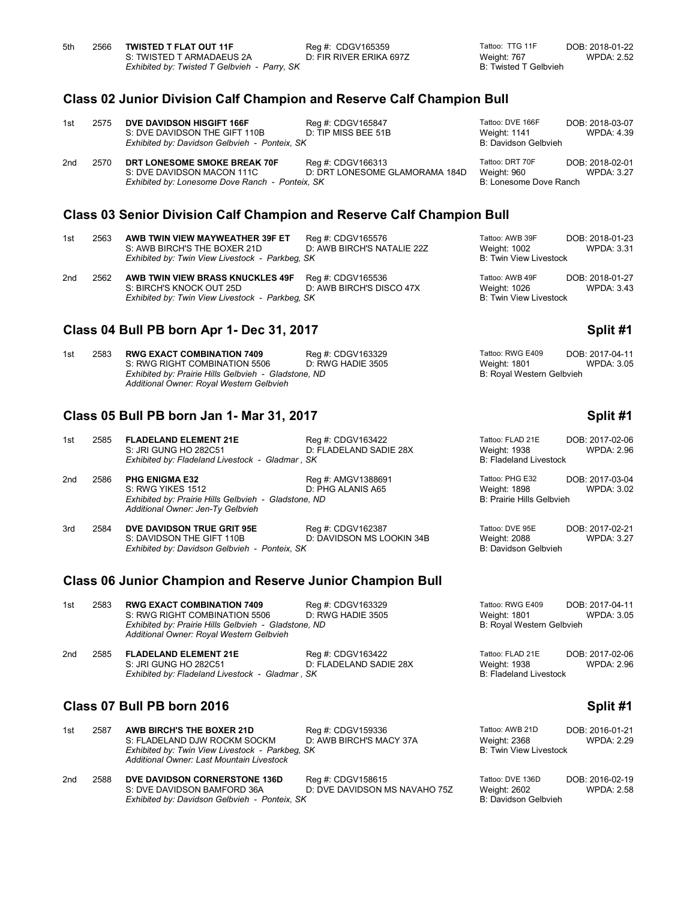5th 2566 **TWISTED T FLAT OUT 11F** Reg #: CDGV165359 Tattoo: TTG 11F DOB: 2018-01-22
S: TWISTED T ARMADAEUS 2A D: FIR RIVER ERIKA 697Z Weight: 767 WPDA: 2.52
*Exhibited by: Twisted T Gelbvieh - Parry, SK* B: Twisted T Gelbvieh

## Class 02 Junior Division Calf Champion and Reserve Calf Champion Bull

1st 2575 **DVE DAVIDSON HISGIFT 166F** Reg #: CDGV165847 Tattoo: DVE 166F DOB: 2018-03-07
S: DVE DAVIDSON THE GIFT 110B D: TIP MISS BEE 51B Weight: 1141 WPDA: 4.39
*Exhibited by: Davidson Gelbvieh - Ponteix, SK* B: Davidson Gelbvieh

2nd 2570 **DRT LONESOME SMOKE BREAK 70F** Reg #: CDGV166313 Tattoo: DRT 70F DOB: 2018-02-01
S: DVE DAVIDSON MACON 111C D: DRT LONESOME GLAMORAMA 184D Weight: 960 WPDA: 3.27
*Exhibited by: Lonesome Dove Ranch - Ponteix, SK* B: Lonesome Dove Ranch

## Class 03 Senior Division Calf Champion and Reserve Calf Champion Bull

1st 2563 **AWB TWIN VIEW MAYWEATHER 39F ET** Reg #: CDGV165576 Tattoo: AWB 39F DOB: 2018-01-23
S: AWB BIRCH'S THE BOXER 21D D: AWB BIRCH'S NATALIE 22Z Weight: 1002 WPDA: 3.31
*Exhibited by: Twin View Livestock - Parkbeg, SK* B: Twin View Livestock

2nd 2562 **AWB TWIN VIEW BRASS KNUCKLES 49F** Reg #: CDGV165536 Tattoo: AWB 49F DOB: 2018-01-27
S: BIRCH'S KNOCK OUT 25D D: AWB BIRCH'S DISCO 47X Weight: 1026 WPDA: 3.43
*Exhibited by: Twin View Livestock - Parkbeg, SK* B: Twin View Livestock

## Class 04 Bull PB born Apr 1- Dec 31, 2017 — Split #1

1st 2583 **RWG EXACT COMBINATION 7409** Reg #: CDGV163329 Tattoo: RWG E409 DOB: 2017-04-11
S: RWG RIGHT COMBINATION 5506 D: RWG HADIE 3505 Weight: 1801 WPDA: 3.05
*Exhibited by: Prairie Hills Gelbvieh - Gladstone, ND* B: Royal Western Gelbvieh
*Additional Owner: Royal Western Gelbvieh*

## Class 05 Bull PB born Jan 1- Mar 31, 2017 — Split #1

1st 2585 **FLADELAND ELEMENT 21E** Reg #: CDGV163422 Tattoo: FLAD 21E DOB: 2017-02-06
S: JRI GUNG HO 282C51 D: FLADELAND SADIE 28X Weight: 1938 WPDA: 2.96
*Exhibited by: Fladeland Livestock - Gladmar , SK* B: Fladeland Livestock

2nd 2586 **PHG ENIGMA E32** Reg #: AMGV1388691 Tattoo: PHG E32 DOB: 2017-03-04
S: RWG YIKES 1512 D: PHG ALANIS A65 Weight: 1898 WPDA: 3.02
*Exhibited by: Prairie Hills Gelbvieh - Gladstone, ND* B: Prairie Hills Gelbvieh
*Additional Owner: Jen-Ty Gelbvieh*

3rd 2584 **DVE DAVIDSON TRUE GRIT 95E** Reg #: CDGV162387 Tattoo: DVE 95E DOB: 2017-02-21
S: DAVIDSON THE GIFT 110B D: DAVIDSON MS LOOKIN 34B Weight: 2088 WPDA: 3.27
*Exhibited by: Davidson Gelbvieh - Ponteix, SK* B: Davidson Gelbvieh

## Class 06 Junior Champion and Reserve Junior Champion Bull

1st 2583 **RWG EXACT COMBINATION 7409** Reg #: CDGV163329 Tattoo: RWG E409 DOB: 2017-04-11
S: RWG RIGHT COMBINATION 5506 D: RWG HADIE 3505 Weight: 1801 WPDA: 3.05
*Exhibited by: Prairie Hills Gelbvieh - Gladstone, ND* B: Royal Western Gelbvieh
*Additional Owner: Royal Western Gelbvieh*

2nd 2585 **FLADELAND ELEMENT 21E** Reg #: CDGV163422 Tattoo: FLAD 21E DOB: 2017-02-06
S: JRI GUNG HO 282C51 D: FLADELAND SADIE 28X Weight: 1938 WPDA: 2.96
*Exhibited by: Fladeland Livestock - Gladmar , SK* B: Fladeland Livestock

## Class 07 Bull PB born 2016 — Split #1

1st 2587 **AWB BIRCH'S THE BOXER 21D** Reg #: CDGV159336 Tattoo: AWB 21D DOB: 2016-01-21
S: FLADELAND DJW ROCKM SOCKM D: AWB BIRCH'S MACY 37A Weight: 2368 WPDA: 2.29
*Exhibited by: Twin View Livestock - Parkbeg, SK* B: Twin View Livestock
*Additional Owner: Last Mountain Livestock*

2nd 2588 **DVE DAVIDSON CORNERSTONE 136D** Reg #: CDGV158615 Tattoo: DVE 136D DOB: 2016-02-19
S: DVE DAVIDSON BAMFORD 36A D: DVE DAVIDSON MS NAVAHO 75Z Weight: 2602 WPDA: 2.58
*Exhibited by: Davidson Gelbvieh - Ponteix, SK* B: Davidson Gelbvieh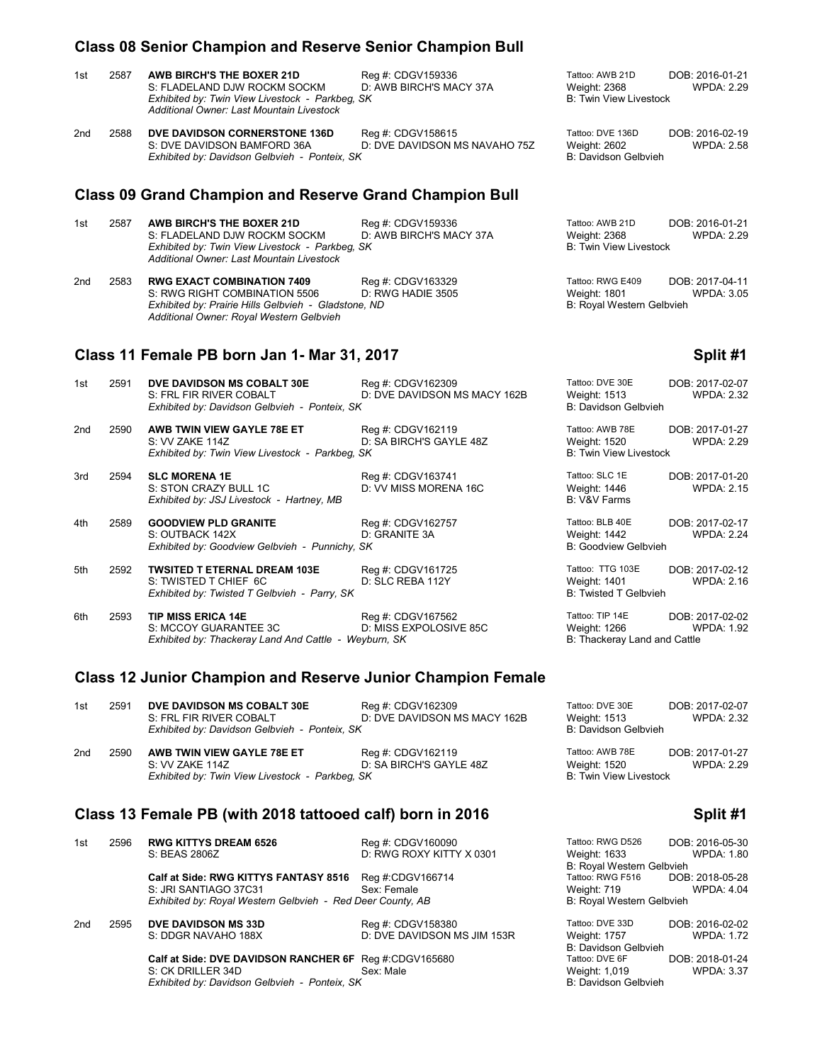## Class 08 Senior Champion and Reserve Senior Champion Bull

1st 2587 **AWB BIRCH'S THE BOXER 21D** Reg #: CDGV159336 Tattoo: AWB 21D DOB: 2016-01-21
S: FLADELAND DJW ROCKM SOCKM D: AWB BIRCH'S MACY 37A Weight: 2368 WPDA: 2.29
*Exhibited by: Twin View Livestock - Parkbeg, SK* B: Twin View Livestock
*Additional Owner: Last Mountain Livestock*

2nd 2588 **DVE DAVIDSON CORNERSTONE 136D** Reg #: CDGV158615 Tattoo: DVE 136D DOB: 2016-02-19
S: DVE DAVIDSON BAMFORD 36A D: DVE DAVIDSON MS NAVAHO 75Z Weight: 2602 WPDA: 2.58
*Exhibited by: Davidson Gelbvieh - Ponteix, SK* B: Davidson Gelbvieh

## Class 09 Grand Champion and Reserve Grand Champion Bull

1st 2587 **AWB BIRCH'S THE BOXER 21D** Reg #: CDGV159336 Tattoo: AWB 21D DOB: 2016-01-21
S: FLADELAND DJW ROCKM SOCKM D: AWB BIRCH'S MACY 37A Weight: 2368 WPDA: 2.29
*Exhibited by: Twin View Livestock - Parkbeg, SK* B: Twin View Livestock
*Additional Owner: Last Mountain Livestock*

2nd 2583 **RWG EXACT COMBINATION 7409** Reg #: CDGV163329 Tattoo: RWG E409 DOB: 2017-04-11
S: RWG RIGHT COMBINATION 5506 D: RWG HADIE 3505 Weight: 1801 WPDA: 3.05
*Exhibited by: Prairie Hills Gelbvieh - Gladstone, ND* B: Royal Western Gelbvieh
*Additional Owner: Royal Western Gelbvieh*

## Class 11 Female PB born Jan 1- Mar 31, 2017 — Split #1

1st 2591 **DVE DAVIDSON MS COBALT 30E** Reg #: CDGV162309 Tattoo: DVE 30E DOB: 2017-02-07
S: FRL FIR RIVER COBALT D: DVE DAVIDSON MS MACY 162B Weight: 1513 WPDA: 2.32
*Exhibited by: Davidson Gelbvieh - Ponteix, SK* B: Davidson Gelbvieh

2nd 2590 **AWB TWIN VIEW GAYLE 78E ET** Reg #: CDGV162119 Tattoo: AWB 78E DOB: 2017-01-27
S: VV ZAKE 114Z D: SA BIRCH'S GAYLE 48Z Weight: 1520 WPDA: 2.29
*Exhibited by: Twin View Livestock - Parkbeg, SK* B: Twin View Livestock

3rd 2594 **SLC MORENA 1E** Reg #: CDGV163741 Tattoo: SLC 1E DOB: 2017-01-20
S: STON CRAZY BULL 1C D: VV MISS MORENA 16C Weight: 1446 WPDA: 2.15
*Exhibited by: JSJ Livestock - Hartney, MB* B: V&V Farms

4th 2589 **GOODVIEW PLD GRANITE** Reg #: CDGV162757 Tattoo: BLB 40E DOB: 2017-02-17
S: OUTBACK 142X D: GRANITE 3A Weight: 1442 WPDA: 2.24
*Exhibited by: Goodview Gelbvieh - Punnichy, SK* B: Goodview Gelbvieh

5th 2592 **TWSITED T ETERNAL DREAM 103E** Reg #: CDGV161725 Tattoo: TTG 103E DOB: 2017-02-12
S: TWISTED T CHIEF 6C D: SLC REBA 112Y Weight: 1401 WPDA: 2.16
*Exhibited by: Twisted T Gelbvieh - Parry, SK* B: Twisted T Gelbvieh

6th 2593 **TIP MISS ERICA 14E** Reg #: CDGV167562 Tattoo: TIP 14E DOB: 2017-02-02
S: MCCOY GUARANTEE 3C D: MISS EXPOLOSIVE 85C Weight: 1266 WPDA: 1.92
*Exhibited by: Thackeray Land And Cattle - Weyburn, SK* B: Thackeray Land and Cattle

## Class 12 Junior Champion and Reserve Junior Champion Female

1st 2591 **DVE DAVIDSON MS COBALT 30E** Reg #: CDGV162309 Tattoo: DVE 30E DOB: 2017-02-07
S: FRL FIR RIVER COBALT D: DVE DAVIDSON MS MACY 162B Weight: 1513 WPDA: 2.32
*Exhibited by: Davidson Gelbvieh - Ponteix, SK* B: Davidson Gelbvieh

2nd 2590 **AWB TWIN VIEW GAYLE 78E ET** Reg #: CDGV162119 Tattoo: AWB 78E DOB: 2017-01-27
S: VV ZAKE 114Z D: SA BIRCH'S GAYLE 48Z Weight: 1520 WPDA: 2.29
*Exhibited by: Twin View Livestock - Parkbeg, SK* B: Twin View Livestock

## Class 13 Female PB (with 2018 tattooed calf) born in 2016 — Split #1

1st 2596 **RWG KITTYS DREAM 6526** Reg #: CDGV160090 Tattoo: RWG D526 DOB: 2016-05-30
S: BEAS 2806Z D: RWG ROXY KITTY X 0301 Weight: 1633 WPDA: 1.80
B: Royal Western Gelbvieh
**Calf at Side: RWG KITTYS FANTASY 8516** Reg #:CDGV166714 Tattoo: RWG F516 DOB: 2018-05-28
S: JRI SANTIAGO 37C31 Sex: Female Weight: 719 WPDA: 4.04
*Exhibited by: Royal Western Gelbvieh - Red Deer County, AB* B: Royal Western Gelbvieh

2nd 2595 **DVE DAVIDSON MS 33D** Reg #: CDGV158380 Tattoo: DVE 33D DOB: 2016-02-02
S: DDGR NAVAHO 188X D: DVE DAVIDSON MS JIM 153R Weight: 1757 WPDA: 1.72
B: Davidson Gelbvieh
**Calf at Side: DVE DAVIDSON RANCHER 6F** Reg #:CDGV165680 Tattoo: DVE 6F DOB: 2018-01-24
S: CK DRILLER 34D Sex: Male Weight: 1,019 WPDA: 3.37
*Exhibited by: Davidson Gelbvieh - Ponteix, SK* B: Davidson Gelbvieh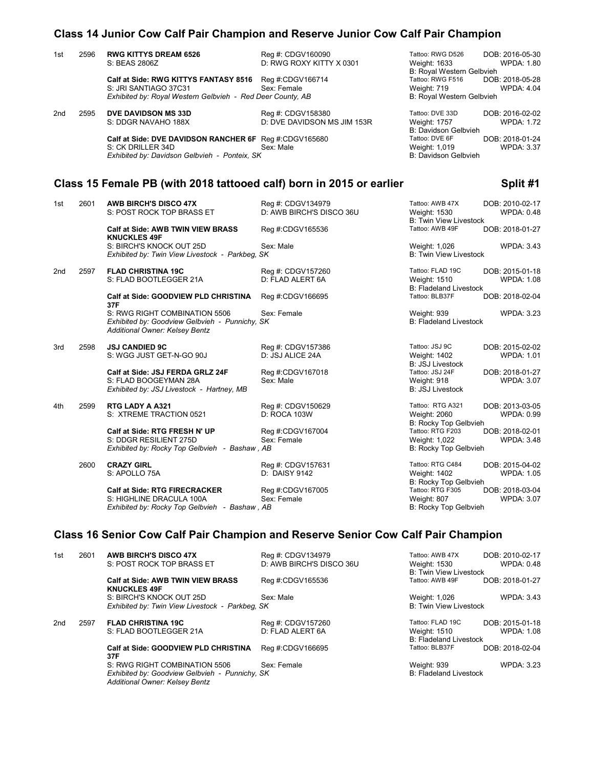## Class 14 Junior Cow Calf Pair Champion and Reserve Junior Cow Calf Pair Champion

1st 2596 **RWG KITTYS DREAM 6526** Reg #: CDGV160090 Tattoo: RWG D526 DOB: 2016-05-30
S: BEAS 2806Z D: RWG ROXY KITTY X 0301 Weight: 1633 WPDA: 1.80
B: Royal Western Gelbvieh
**Calf at Side: RWG KITTYS FANTASY 8516** Reg #:CDGV166714 Tattoo: RWG F516 DOB: 2018-05-28
S: JRI SANTIAGO 37C31 Sex: Female Weight: 719 WPDA: 4.04
*Exhibited by: Royal Western Gelbvieh - Red Deer County, AB* B: Royal Western Gelbvieh

2nd 2595 **DVE DAVIDSON MS 33D** Reg #: CDGV158380 Tattoo: DVE 33D DOB: 2016-02-02
S: DDGR NAVAHO 188X D: DVE DAVIDSON MS JIM 153R Weight: 1757 WPDA: 1.72
B: Davidson Gelbvieh
**Calf at Side: DVE DAVIDSON RANCHER 6F** Reg #:CDGV165680 Tattoo: DVE 6F DOB: 2018-01-24
S: CK DRILLER 34D Sex: Male Weight: 1,019 WPDA: 3.37
*Exhibited by: Davidson Gelbvieh - Ponteix, SK* B: Davidson Gelbvieh

## Class 15 Female PB (with 2018 tattooed calf) born in 2015 or earlier — Split #1

1st 2601 **AWB BIRCH'S DISCO 47X** Reg #: CDGV134979 Tattoo: AWB 47X DOB: 2010-02-17
S: POST ROCK TOP BRASS ET D: AWB BIRCH'S DISCO 36U Weight: 1530 WPDA: 0.48
B: Twin View Livestock
**Calf at Side: AWB TWIN VIEW BRASS KNUCKLES 49F** Reg #:CDGV165536 Tattoo: AWB 49F DOB: 2018-01-27
S: BIRCH'S KNOCK OUT 25D Sex: Male Weight: 1,026 WPDA: 3.43
*Exhibited by: Twin View Livestock - Parkbeg, SK* B: Twin View Livestock

2nd 2597 **FLAD CHRISTINA 19C** Reg #: CDGV157260 Tattoo: FLAD 19C DOB: 2015-01-18
S: FLAD BOOTLEGGER 21A D: FLAD ALERT 6A Weight: 1510 WPDA: 1.08
B: Fladeland Livestock
**Calf at Side: GOODVIEW PLD CHRISTINA 37F** Reg #:CDGV166695 Tattoo: BLB37F DOB: 2018-02-04
S: RWG RIGHT COMBINATION 5506 Sex: Female Weight: 939 WPDA: 3.23
*Exhibited by: Goodview Gelbvieh - Punnichy, SK* B: Fladeland Livestock
*Additional Owner: Kelsey Bentz*

3rd 2598 **JSJ CANDIED 9C** Reg #: CDGV157386 Tattoo: JSJ 9C DOB: 2015-02-02
S: WGG JUST GET-N-GO 90J D: JSJ ALICE 24A Weight: 1402 WPDA: 1.01
B: JSJ Livestock
**Calf at Side: JSJ FERDA GRLZ 24F** Reg #:CDGV167018 Tattoo: JSJ 24F DOB: 2018-01-27
S: FLAD BOOGEYMAN 28A Sex: Male Weight: 918 WPDA: 3.07
*Exhibited by: JSJ Livestock - Hartney, MB* B: JSJ Livestock

4th 2599 **RTG LADY A A321** Reg #: CDGV150629 Tattoo: RTG A321 DOB: 2013-03-05
S: XTREME TRACTION 0521 D: ROCA 103W Weight: 2060 WPDA: 0.99
B: Rocky Top Gelbvieh
**Calf at Side: RTG FRESH N' UP** Reg #:CDGV167004 Tattoo: RTG F203 DOB: 2018-02-01
S: DDGR RESILIENT 275D Sex: Female Weight: 1,022 WPDA: 3.48
*Exhibited by: Rocky Top Gelbvieh - Bashaw , AB* B: Rocky Top Gelbvieh

2600 **CRAZY GIRL** Reg #: CDGV157631 Tattoo: RTG C484 DOB: 2015-04-02
S: APOLLO 75A D: DAISY 9142 Weight: 1402 WPDA: 1.05
B: Rocky Top Gelbvieh
**Calf at Side: RTG FIRECRACKER** Reg #:CDGV167005 Tattoo: RTG F305 DOB: 2018-03-04
S: HIGHLINE DRACULA 100A Sex: Female Weight: 807 WPDA: 3.07
*Exhibited by: Rocky Top Gelbvieh - Bashaw , AB* B: Rocky Top Gelbvieh

## Class 16 Senior Cow Calf Pair Champion and Reserve Senior Cow Calf Pair Champion

1st 2601 **AWB BIRCH'S DISCO 47X** Reg #: CDGV134979 Tattoo: AWB 47X DOB: 2010-02-17
S: POST ROCK TOP BRASS ET D: AWB BIRCH'S DISCO 36U Weight: 1530 WPDA: 0.48
B: Twin View Livestock
**Calf at Side: AWB TWIN VIEW BRASS KNUCKLES 49F** Reg #:CDGV165536 Tattoo: AWB 49F DOB: 2018-01-27
S: BIRCH'S KNOCK OUT 25D Sex: Male Weight: 1,026 WPDA: 3.43
*Exhibited by: Twin View Livestock - Parkbeg, SK* B: Twin View Livestock

2nd 2597 **FLAD CHRISTINA 19C** Reg #: CDGV157260 Tattoo: FLAD 19C DOB: 2015-01-18
S: FLAD BOOTLEGGER 21A D: FLAD ALERT 6A Weight: 1510 WPDA: 1.08
B: Fladeland Livestock
**Calf at Side: GOODVIEW PLD CHRISTINA 37F** Reg #:CDGV166695 Tattoo: BLB37F DOB: 2018-02-04
S: RWG RIGHT COMBINATION 5506 Sex: Female Weight: 939 WPDA: 3.23
*Exhibited by: Goodview Gelbvieh - Punnichy, SK* B: Fladeland Livestock
*Additional Owner: Kelsey Bentz*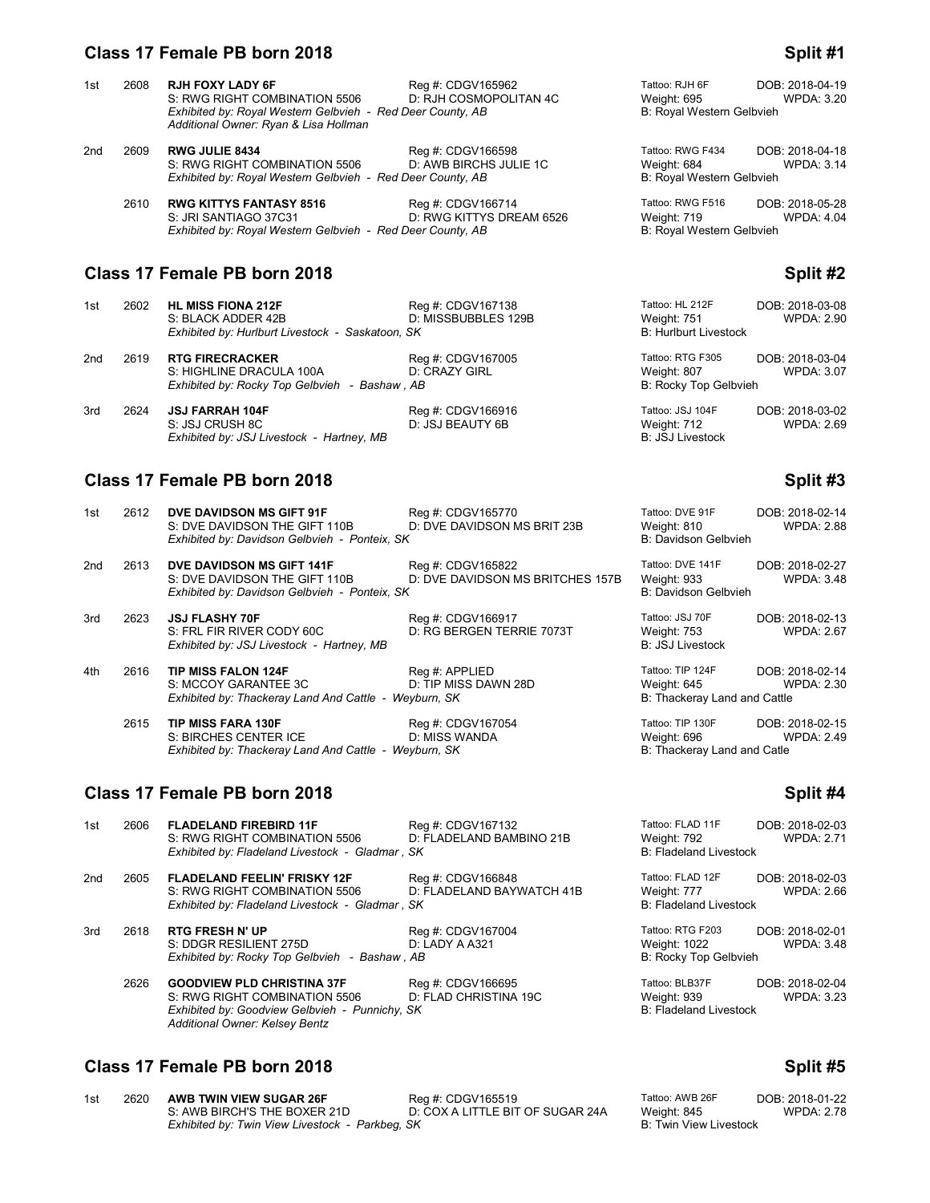## Class 17 Female PB born 2018 — Split #1

1st 2608 **RJH FOXY LADY 6F** — Reg #: CDGV165962 — Tattoo: RJH 6F — DOB: 2018-04-19
S: RWG RIGHT COMBINATION 5506 — D: RJH COSMOPOLITAN 4C — Weight: 695 — WPDA: 3.20
*Exhibited by: Royal Western Gelbvieh - Red Deer County, AB* — B: Royal Western Gelbvieh
*Additional Owner: Ryan & Lisa Hollman*

2nd 2609 **RWG JULIE 8434** — Reg #: CDGV166598 — Tattoo: RWG F434 — DOB: 2018-04-18
S: RWG RIGHT COMBINATION 5506 — D: AWB BIRCHS JULIE 1C — Weight: 684 — WPDA: 3.14
*Exhibited by: Royal Western Gelbvieh - Red Deer County, AB* — B: Royal Western Gelbvieh

2610 **RWG KITTYS FANTASY 8516** — Reg #: CDGV166714 — Tattoo: RWG F516 — DOB: 2018-05-28
S: JRI SANTIAGO 37C31 — D: RWG KITTYS DREAM 6526 — Weight: 719 — WPDA: 4.04
*Exhibited by: Royal Western Gelbvieh - Red Deer County, AB* — B: Royal Western Gelbvieh

## Class 17 Female PB born 2018 — Split #2

1st 2602 **HL MISS FIONA 212F** — Reg #: CDGV167138 — Tattoo: HL 212F — DOB: 2018-03-08
S: BLACK ADDER 42B — D: MISSBUBBLES 129B — Weight: 751 — WPDA: 2.90
*Exhibited by: Hurlburt Livestock - Saskatoon, SK* — B: Hurlburt Livestock

2nd 2619 **RTG FIRECRACKER** — Reg #: CDGV167005 — Tattoo: RTG F305 — DOB: 2018-03-04
S: HIGHLINE DRACULA 100A — D: CRAZY GIRL — Weight: 807 — WPDA: 3.07
*Exhibited by: Rocky Top Gelbvieh - Bashaw , AB* — B: Rocky Top Gelbvieh

3rd 2624 **JSJ FARRAH 104F** — Reg #: CDGV166916 — Tattoo: JSJ 104F — DOB: 2018-03-02
S: JSJ CRUSH 8C — D: JSJ BEAUTY 6B — Weight: 712 — WPDA: 2.69
*Exhibited by: JSJ Livestock - Hartney, MB* — B: JSJ Livestock

## Class 17 Female PB born 2018 — Split #3

1st 2612 **DVE DAVIDSON MS GIFT 91F** — Reg #: CDGV165770 — Tattoo: DVE 91F — DOB: 2018-02-14
S: DVE DAVIDSON THE GIFT 110B — D: DVE DAVIDSON MS BRIT 23B — Weight: 810 — WPDA: 2.88
*Exhibited by: Davidson Gelbvieh - Ponteix, SK* — B: Davidson Gelbvieh

2nd 2613 **DVE DAVIDSON MS GIFT 141F** — Reg #: CDGV165822 — Tattoo: DVE 141F — DOB: 2018-02-27
S: DVE DAVIDSON THE GIFT 110B — D: DVE DAVIDSON MS BRITCHES 157B — Weight: 933 — WPDA: 3.48
*Exhibited by: Davidson Gelbvieh - Ponteix, SK* — B: Davidson Gelbvieh

3rd 2623 **JSJ FLASHY 70F** — Reg #: CDGV166917 — Tattoo: JSJ 70F — DOB: 2018-02-13
S: FRL FIR RIVER CODY 60C — D: RG BERGEN TERRIE 7073T — Weight: 753 — WPDA: 2.67
*Exhibited by: JSJ Livestock - Hartney, MB* — B: JSJ Livestock

4th 2616 **TIP MISS FALON 124F** — Reg #: APPLIED — Tattoo: TIP 124F — DOB: 2018-02-14
S: MCCOY GARANTEE 3C — D: TIP MISS DAWN 28D — Weight: 645 — WPDA: 2.30
*Exhibited by: Thackeray Land And Cattle - Weyburn, SK* — B: Thackeray Land and Cattle

2615 **TIP MISS FARA 130F** — Reg #: CDGV167054 — Tattoo: TIP 130F — DOB: 2018-02-15
S: BIRCHES CENTER ICE — D: MISS WANDA — Weight: 696 — WPDA: 2.49
*Exhibited by: Thackeray Land And Cattle - Weyburn, SK* — B: Thackeray Land and Catle

## Class 17 Female PB born 2018 — Split #4

1st 2606 **FLADELAND FIREBIRD 11F** — Reg #: CDGV167132 — Tattoo: FLAD 11F — DOB: 2018-02-03
S: RWG RIGHT COMBINATION 5506 — D: FLADELAND BAMBINO 21B — Weight: 792 — WPDA: 2.71
*Exhibited by: Fladeland Livestock - Gladmar , SK* — B: Fladeland Livestock

2nd 2605 **FLADELAND FEELIN' FRISKY 12F** — Reg #: CDGV166848 — Tattoo: FLAD 12F — DOB: 2018-02-03
S: RWG RIGHT COMBINATION 5506 — D: FLADELAND BAYWATCH 41B — Weight: 777 — WPDA: 2.66
*Exhibited by: Fladeland Livestock - Gladmar , SK* — B: Fladeland Livestock

3rd 2618 **RTG FRESH N' UP** — Reg #: CDGV167004 — Tattoo: RTG F203 — DOB: 2018-02-01
S: DDGR RESILIENT 275D — D: LADY A A321 — Weight: 1022 — WPDA: 3.48
*Exhibited by: Rocky Top Gelbvieh - Bashaw , AB* — B: Rocky Top Gelbvieh

2626 **GOODVIEW PLD CHRISTINA 37F** — Reg #: CDGV166695 — Tattoo: BLB37F — DOB: 2018-02-04
S: RWG RIGHT COMBINATION 5506 — D: FLAD CHRISTINA 19C — Weight: 939 — WPDA: 3.23
*Exhibited by: Goodview Gelbvieh - Punnichy, SK* — B: Fladeland Livestock
*Additional Owner: Kelsey Bentz*

## Class 17 Female PB born 2018 — Split #5

1st 2620 **AWB TWIN VIEW SUGAR 26F** — Reg #: CDGV165519 — Tattoo: AWB 26F — DOB: 2018-01-22
S: AWB BIRCH'S THE BOXER 21D — D: COX A LITTLE BIT OF SUGAR 24A — Weight: 845 — WPDA: 2.78
*Exhibited by: Twin View Livestock - Parkbeg, SK* — B: Twin View Livestock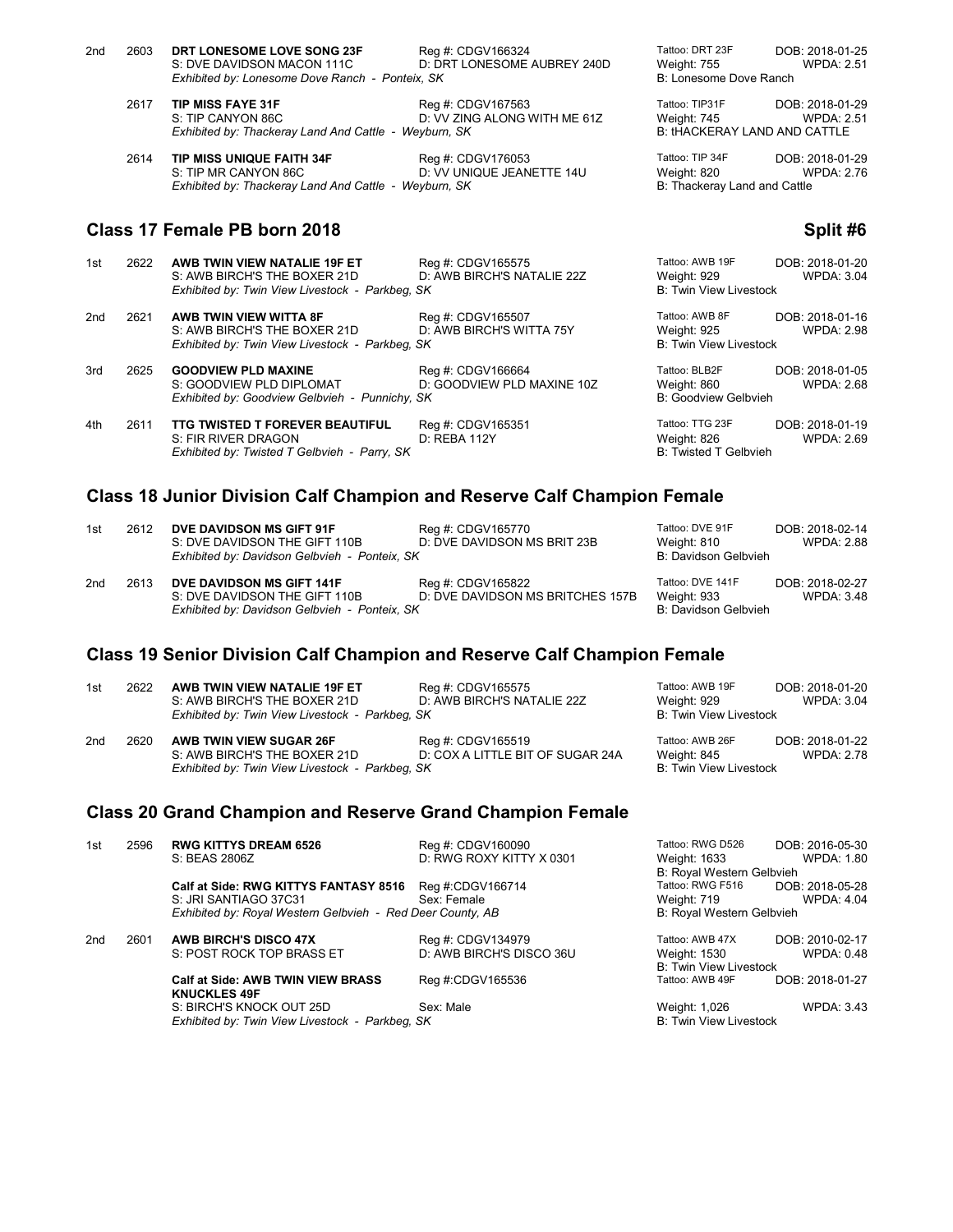| Place | No. | Name | Reg | Tattoo / Weight / Breeder | DOB / WPDA |
| --- | --- | --- | --- | --- | --- |
| 2nd | 2603 | **DRT LONESOME LOVE SONG 23F**<br>S: DVE DAVIDSON MACON 111C<br>*Exhibited by: Lonesome Dove Ranch - Ponteix, SK* | Reg #: CDGV166324<br>D: DRT LONESOME AUBREY 240D | Tattoo: DRT 23F<br>Weight: 755<br>B: Lonesome Dove Ranch | DOB: 2018-01-25<br>WPDA: 2.51 |
| | 2617 | **TIP MISS FAYE 31F**<br>S: TIP CANYON 86C<br>*Exhibited by: Thackeray Land And Cattle - Weyburn, SK* | Reg #: CDGV167563<br>D: VV ZING ALONG WITH ME 61Z | Tattoo: TIP31F<br>Weight: 745<br>B: tHACKERAY LAND AND CATTLE | DOB: 2018-01-29<br>WPDA: 2.51 |
| | 2614 | **TIP MISS UNIQUE FAITH 34F**<br>S: TIP MR CANYON 86C<br>*Exhibited by: Thackeray Land And Cattle - Weyburn, SK* | Reg #: CDGV176053<br>D: VV UNIQUE JEANETTE 14U | Tattoo: TIP 34F<br>Weight: 820<br>B: Thackeray Land and Cattle | DOB: 2018-01-29<br>WPDA: 2.76 |

## Class 17 Female PB born 2018 — Split #6

| Place | No. | Name | Reg | Tattoo / Weight / Breeder | DOB / WPDA |
| --- | --- | --- | --- | --- | --- |
| 1st | 2622 | **AWB TWIN VIEW NATALIE 19F ET**<br>S: AWB BIRCH'S THE BOXER 21D<br>*Exhibited by: Twin View Livestock - Parkbeg, SK* | Reg #: CDGV165575<br>D: AWB BIRCH'S NATALIE 22Z | Tattoo: AWB 19F<br>Weight: 929<br>B: Twin View Livestock | DOB: 2018-01-20<br>WPDA: 3.04 |
| 2nd | 2621 | **AWB TWIN VIEW WITTA 8F**<br>S: AWB BIRCH'S THE BOXER 21D<br>*Exhibited by: Twin View Livestock - Parkbeg, SK* | Reg #: CDGV165507<br>D: AWB BIRCH'S WITTA 75Y | Tattoo: AWB 8F<br>Weight: 925<br>B: Twin View Livestock | DOB: 2018-01-16<br>WPDA: 2.98 |
| 3rd | 2625 | **GOODVIEW PLD MAXINE**<br>S: GOODVIEW PLD DIPLOMAT<br>*Exhibited by: Goodview Gelbvieh - Punnichy, SK* | Reg #: CDGV166664<br>D: GOODVIEW PLD MAXINE 10Z | Tattoo: BLB2F<br>Weight: 860<br>B: Goodview Gelbvieh | DOB: 2018-01-05<br>WPDA: 2.68 |
| 4th | 2611 | **TTG TWISTED T FOREVER BEAUTIFUL**<br>S: FIR RIVER DRAGON<br>*Exhibited by: Twisted T Gelbvieh - Parry, SK* | Reg #: CDGV165351<br>D: REBA 112Y | Tattoo: TTG 23F<br>Weight: 826<br>B: Twisted T Gelbvieh | DOB: 2018-01-19<br>WPDA: 2.69 |

## Class 18 Junior Division Calf Champion and Reserve Calf Champion Female

| Place | No. | Name | Reg | Tattoo / Weight / Breeder | DOB / WPDA |
| --- | --- | --- | --- | --- | --- |
| 1st | 2612 | **DVE DAVIDSON MS GIFT 91F**<br>S: DVE DAVIDSON THE GIFT 110B<br>*Exhibited by: Davidson Gelbvieh - Ponteix, SK* | Reg #: CDGV165770<br>D: DVE DAVIDSON MS BRIT 23B | Tattoo: DVE 91F<br>Weight: 810<br>B: Davidson Gelbvieh | DOB: 2018-02-14<br>WPDA: 2.88 |
| 2nd | 2613 | **DVE DAVIDSON MS GIFT 141F**<br>S: DVE DAVIDSON THE GIFT 110B<br>*Exhibited by: Davidson Gelbvieh - Ponteix, SK* | Reg #: CDGV165822<br>D: DVE DAVIDSON MS BRITCHES 157B | Tattoo: DVE 141F<br>Weight: 933<br>B: Davidson Gelbvieh | DOB: 2018-02-27<br>WPDA: 3.48 |

## Class 19 Senior Division Calf Champion and Reserve Calf Champion Female

| Place | No. | Name | Reg | Tattoo / Weight / Breeder | DOB / WPDA |
| --- | --- | --- | --- | --- | --- |
| 1st | 2622 | **AWB TWIN VIEW NATALIE 19F ET**<br>S: AWB BIRCH'S THE BOXER 21D<br>*Exhibited by: Twin View Livestock - Parkbeg, SK* | Reg #: CDGV165575<br>D: AWB BIRCH'S NATALIE 22Z | Tattoo: AWB 19F<br>Weight: 929<br>B: Twin View Livestock | DOB: 2018-01-20<br>WPDA: 3.04 |
| 2nd | 2620 | **AWB TWIN VIEW SUGAR 26F**<br>S: AWB BIRCH'S THE BOXER 21D<br>*Exhibited by: Twin View Livestock - Parkbeg, SK* | Reg #: CDGV165519<br>D: COX A LITTLE BIT OF SUGAR 24A | Tattoo: AWB 26F<br>Weight: 845<br>B: Twin View Livestock | DOB: 2018-01-22<br>WPDA: 2.78 |

## Class 20 Grand Champion and Reserve Grand Champion Female

| Place | No. | Name | Reg | Tattoo / Weight / Breeder | DOB / WPDA |
| --- | --- | --- | --- | --- | --- |
| 1st | 2596 | **RWG KITTYS DREAM 6526**<br>S: BEAS 2806Z | Reg #: CDGV160090<br>D: RWG ROXY KITTY X 0301 | Tattoo: RWG D526<br>Weight: 1633<br>B: Royal Western Gelbvieh | DOB: 2016-05-30<br>WPDA: 1.80 |
| | | **Calf at Side: RWG KITTYS FANTASY 8516**<br>S: JRI SANTIAGO 37C31<br>*Exhibited by: Royal Western Gelbvieh - Red Deer County, AB* | Reg #:CDGV166714<br>Sex: Female | Tattoo: RWG F516<br>Weight: 719<br>B: Royal Western Gelbvieh | DOB: 2018-05-28<br>WPDA: 4.04 |
| 2nd | 2601 | **AWB BIRCH'S DISCO 47X**<br>S: POST ROCK TOP BRASS ET | Reg #: CDGV134979<br>D: AWB BIRCH'S DISCO 36U | Tattoo: AWB 47X<br>Weight: 1530<br>B: Twin View Livestock | DOB: 2010-02-17<br>WPDA: 0.48 |
| | | **Calf at Side: AWB TWIN VIEW BRASS KNUCKLES 49F**<br>S: BIRCH'S KNOCK OUT 25D<br>*Exhibited by: Twin View Livestock - Parkbeg, SK* | Reg #:CDGV165536<br>Sex: Male | Tattoo: AWB 49F<br>Weight: 1,026<br>B: Twin View Livestock | DOB: 2018-01-27<br>WPDA: 3.43 |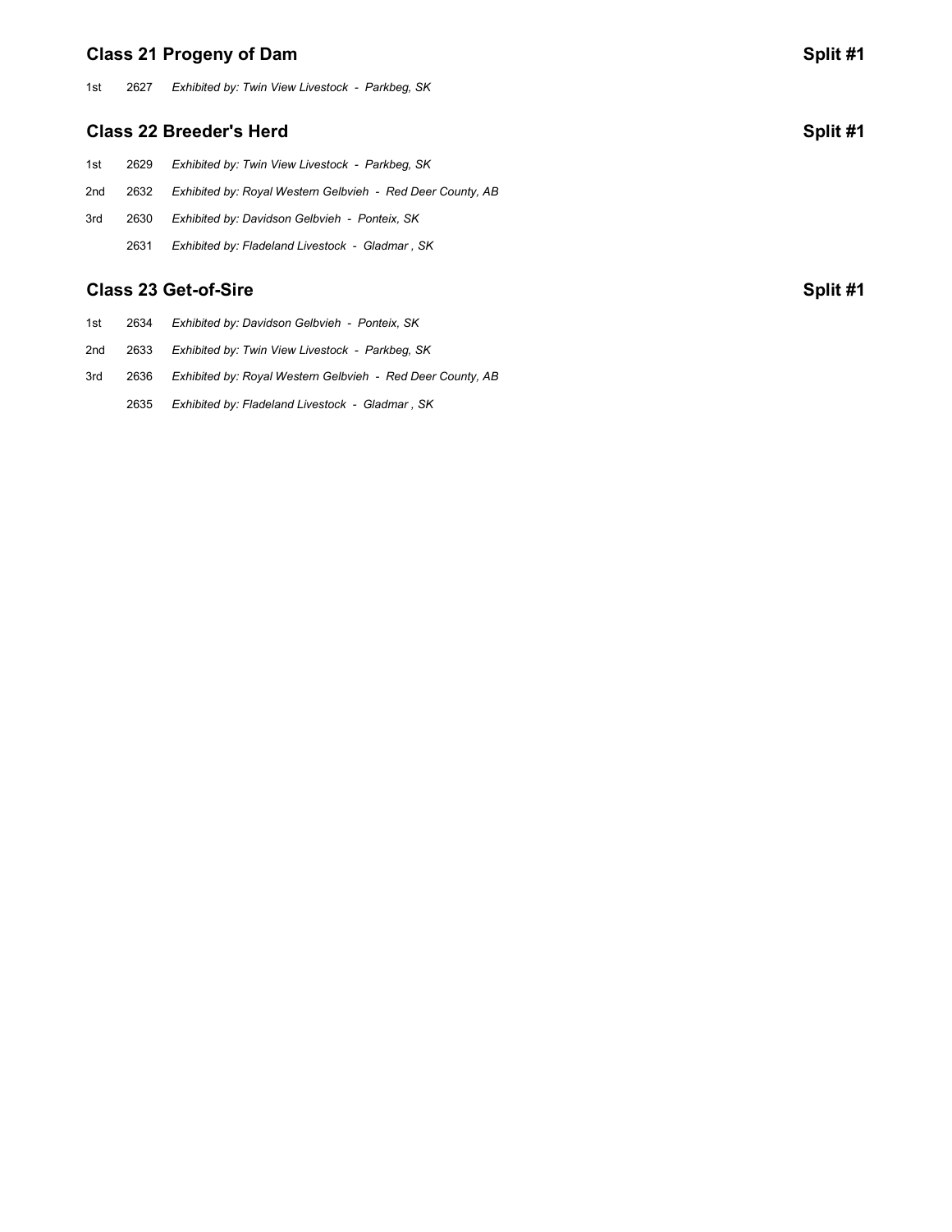## Class 21 Progeny of Dam — Split #1

| Place | No. | Exhibitor |
|---|---|---|
| 1st | 2627 | *Exhibited by: Twin View Livestock - Parkbeg, SK* |

## Class 22 Breeder's Herd — Split #1

| Place | No. | Exhibitor |
|---|---|---|
| 1st | 2629 | *Exhibited by: Twin View Livestock - Parkbeg, SK* |
| 2nd | 2632 | *Exhibited by: Royal Western Gelbvieh - Red Deer County, AB* |
| 3rd | 2630 | *Exhibited by: Davidson Gelbvieh - Ponteix, SK* |
| | 2631 | *Exhibited by: Fladeland Livestock - Gladmar , SK* |

## Class 23 Get-of-Sire — Split #1

| Place | No. | Exhibitor |
|---|---|---|
| 1st | 2634 | *Exhibited by: Davidson Gelbvieh - Ponteix, SK* |
| 2nd | 2633 | *Exhibited by: Twin View Livestock - Parkbeg, SK* |
| 3rd | 2636 | *Exhibited by: Royal Western Gelbvieh - Red Deer County, AB* |
| | 2635 | *Exhibited by: Fladeland Livestock - Gladmar , SK* |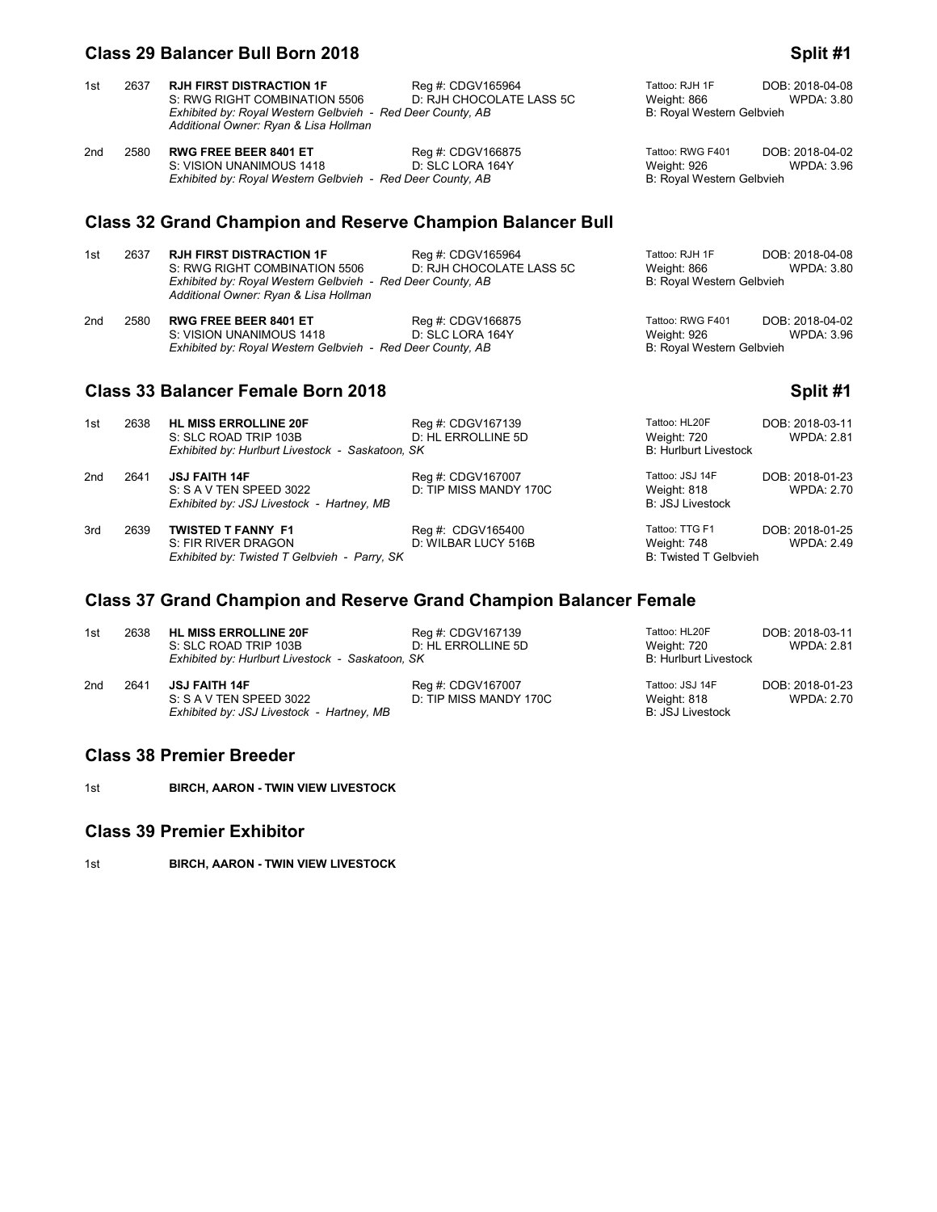## Class 29 Balancer Bull Born 2018

**Split #1**

1st 2637 **RJH FIRST DISTRACTION 1F** Reg #: CDGV165964 Tattoo: RJH 1F DOB: 2018-04-08
S: RWG RIGHT COMBINATION 5506 D: RJH CHOCOLATE LASS 5C Weight: 866 WPDA: 3.80
*Exhibited by: Royal Western Gelbvieh - Red Deer County, AB* B: Royal Western Gelbvieh
*Additional Owner: Ryan & Lisa Hollman*

2nd 2580 **RWG FREE BEER 8401 ET** Reg #: CDGV166875 Tattoo: RWG F401 DOB: 2018-04-02
S: VISION UNANIMOUS 1418 D: SLC LORA 164Y Weight: 926 WPDA: 3.96
*Exhibited by: Royal Western Gelbvieh - Red Deer County, AB* B: Royal Western Gelbvieh

## Class 32 Grand Champion and Reserve Champion Balancer Bull

1st 2637 **RJH FIRST DISTRACTION 1F** Reg #: CDGV165964 Tattoo: RJH 1F DOB: 2018-04-08
S: RWG RIGHT COMBINATION 5506 D: RJH CHOCOLATE LASS 5C Weight: 866 WPDA: 3.80
*Exhibited by: Royal Western Gelbvieh - Red Deer County, AB* B: Royal Western Gelbvieh
*Additional Owner: Ryan & Lisa Hollman*

2nd 2580 **RWG FREE BEER 8401 ET** Reg #: CDGV166875 Tattoo: RWG F401 DOB: 2018-04-02
S: VISION UNANIMOUS 1418 D: SLC LORA 164Y Weight: 926 WPDA: 3.96
*Exhibited by: Royal Western Gelbvieh - Red Deer County, AB* B: Royal Western Gelbvieh

## Class 33 Balancer Female Born 2018

**Split #1**

1st 2638 **HL MISS ERROLLINE 20F** Reg #: CDGV167139 Tattoo: HL20F DOB: 2018-03-11
S: SLC ROAD TRIP 103B D: HL ERROLLINE 5D Weight: 720 WPDA: 2.81
*Exhibited by: Hurlburt Livestock - Saskatoon, SK* B: Hurlburt Livestock

2nd 2641 **JSJ FAITH 14F** Reg #: CDGV167007 Tattoo: JSJ 14F DOB: 2018-01-23
S: S A V TEN SPEED 3022 D: TIP MISS MANDY 170C Weight: 818 WPDA: 2.70
*Exhibited by: JSJ Livestock - Hartney, MB* B: JSJ Livestock

3rd 2639 **TWISTED T FANNY F1** Reg #: CDGV165400 Tattoo: TTG F1 DOB: 2018-01-25
S: FIR RIVER DRAGON D: WILBAR LUCY 516B Weight: 748 WPDA: 2.49
*Exhibited by: Twisted T Gelbvieh - Parry, SK* B: Twisted T Gelbvieh

## Class 37 Grand Champion and Reserve Grand Champion Balancer Female

1st 2638 **HL MISS ERROLLINE 20F** Reg #: CDGV167139 Tattoo: HL20F DOB: 2018-03-11
S: SLC ROAD TRIP 103B D: HL ERROLLINE 5D Weight: 720 WPDA: 2.81
*Exhibited by: Hurlburt Livestock - Saskatoon, SK* B: Hurlburt Livestock

2nd 2641 **JSJ FAITH 14F** Reg #: CDGV167007 Tattoo: JSJ 14F DOB: 2018-01-23
S: S A V TEN SPEED 3022 D: TIP MISS MANDY 170C Weight: 818 WPDA: 2.70
*Exhibited by: JSJ Livestock - Hartney, MB* B: JSJ Livestock

## Class 38 Premier Breeder

1st **BIRCH, AARON - TWIN VIEW LIVESTOCK**

## Class 39 Premier Exhibitor

1st **BIRCH, AARON - TWIN VIEW LIVESTOCK**